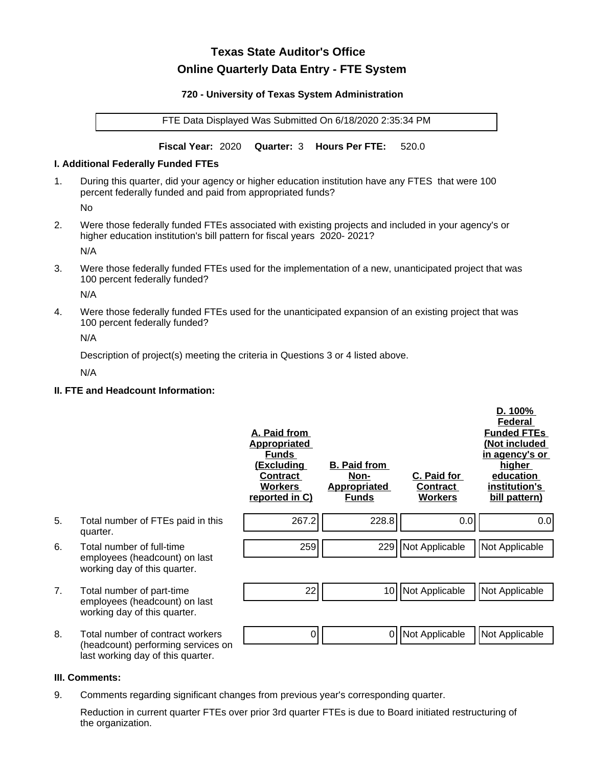# Texas State Auditor's Office

## Online Quarterly Data Entry - FTE System

### 720 - University of Texas System Administration

FTE Data Displayed Was Submitted On 6/18/2020 2:35:34 PM

**Fiscal Year:** 2020 **Quarter:** 3 **Hours Per FTE:** 520.0

### I. Additional Federally Funded FTEs

1. During this quarter, did your agency or higher education institution have any FTES that were 100 percent federally funded and paid from appropriated funds?

   No

2. Were those federally funded FTEs associated with existing projects and included in your agency's or higher education institution's bill pattern for fiscal years 2020- 2021?

   N/A

3. Were those federally funded FTEs used for the implementation of a new, unanticipated project that was 100 percent federally funded?

   N/A

4. Were those federally funded FTEs used for the unanticipated expansion of an existing project that was 100 percent federally funded?

   N/A

   Description of project(s) meeting the criteria in Questions 3 or 4 listed above.

   N/A

### II. FTE and Headcount Information:

| | | A. Paid from Appropriated Funds (Excluding Contract Workers reported in C) | B. Paid from Non-Appropriated Funds | C. Paid for Contract Workers | D. 100% Federal Funded FTEs (Not included in agency's or higher education institution's bill pattern) |
|---|---|---|---|---|---|
| 5. | Total number of FTEs paid in this quarter. | 267.2 | 228.8 | 0.0 | 0.0 |
| 6. | Total number of full-time employees (headcount) on last working day of this quarter. | 259 | 229 | Not Applicable | Not Applicable |
| 7. | Total number of part-time employees (headcount) on last working day of this quarter. | 22 | 10 | Not Applicable | Not Applicable |
| 8. | Total number of contract workers (headcount) performing services on last working day of this quarter. | 0 | 0 | Not Applicable | Not Applicable |

### III. Comments:

9. Comments regarding significant changes from previous year's corresponding quarter.

   Reduction in current quarter FTEs over prior 3rd quarter FTEs is due to Board initiated restructuring of the organization.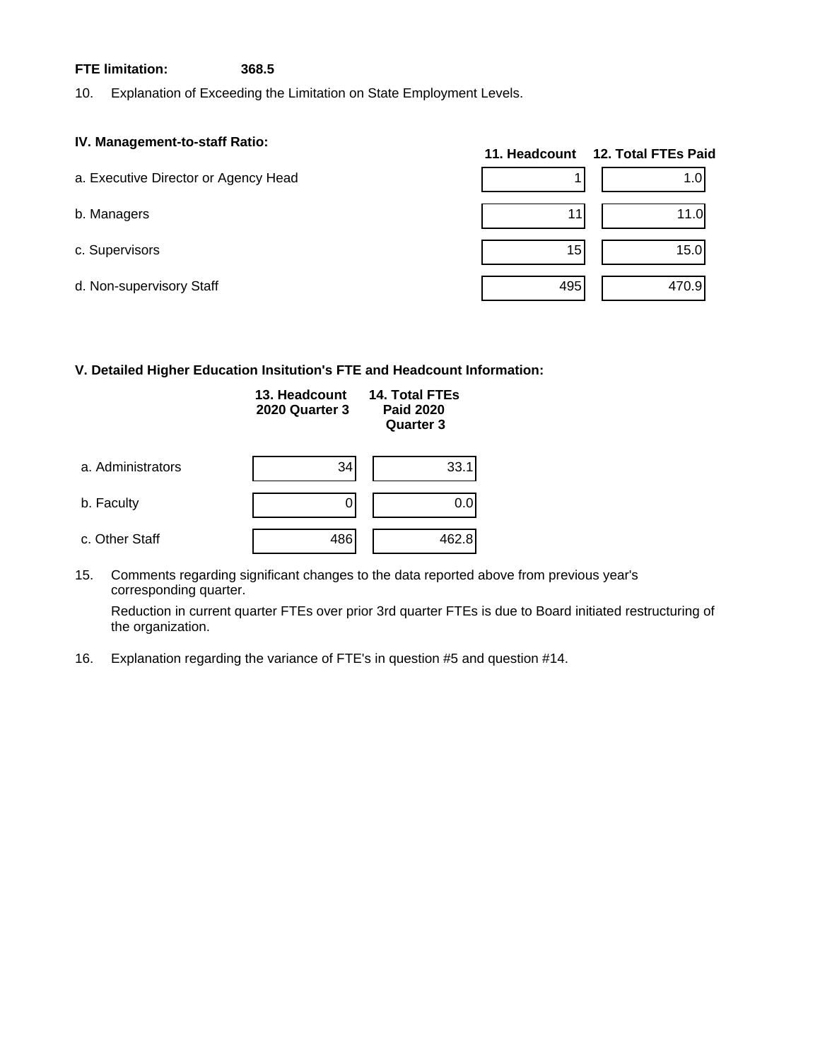**FTE limitation:** **368.5**

10. Explanation of Exceeding the Limitation on State Employment Levels.

### IV. Management-to-staff Ratio:

| | 11. Headcount | 12. Total FTEs Paid |
|---|---|---|
| a. Executive Director or Agency Head | 1 | 1.0 |
| b. Managers | 11 | 11.0 |
| c. Supervisors | 15 | 15.0 |
| d. Non-supervisory Staff | 495 | 470.9 |

### V. Detailed Higher Education Insitution's FTE and Headcount Information:

| | 13. Headcount 2020 Quarter 3 | 14. Total FTEs Paid 2020 Quarter 3 |
|---|---|---|
| a. Administrators | 34 | 33.1 |
| b. Faculty | 0 | 0.0 |
| c. Other Staff | 486 | 462.8 |

15. Comments regarding significant changes to the data reported above from previous year's corresponding quarter.

    Reduction in current quarter FTEs over prior 3rd quarter FTEs is due to Board initiated restructuring of the organization.

16. Explanation regarding the variance of FTE's in question #5 and question #14.